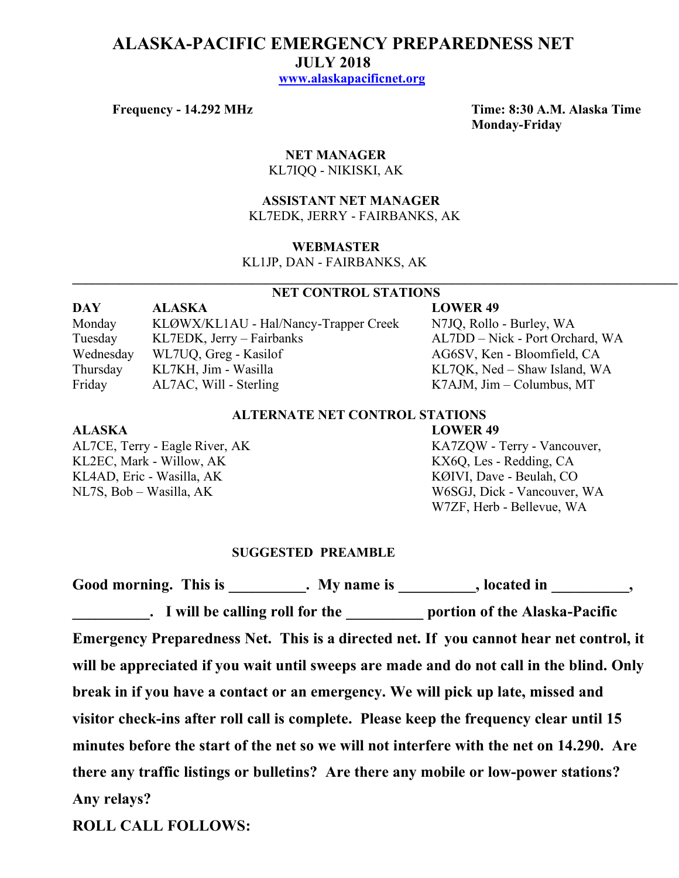# ALASKA-PACIFIC EMERGENCY PREPAREDNESS NET

## JULY 2018

[www.alaskapacificnet.org](http://www.alaskapacificnet.org)

**Frequency - 14.292 MHz**

**Time: 8:30 A.M. Alaska Time**
**Monday-Friday**

**NET MANAGER**
KL7IQQ - NIKISKI, AK

**ASSISTANT NET MANAGER**
KL7EDK, JERRY - FAIRBANKS, AK

**WEBMASTER**
KL1JP, DAN - FAIRBANKS, AK

---

### NET CONTROL STATIONS

| DAY | ALASKA | LOWER 49 |
|---|---|---|
| Monday | KLØWX/KL1AU - Hal/Nancy-Trapper Creek | N7JQ, Rollo - Burley, WA |
| Tuesday | KL7EDK, Jerry – Fairbanks | AL7DD – Nick - Port Orchard, WA |
| Wednesday | WL7UQ, Greg - Kasilof | AG6SV, Ken - Bloomfield, CA |
| Thursday | KL7KH, Jim - Wasilla | KL7QK, Ned – Shaw Island, WA |
| Friday | AL7AC, Will - Sterling | K7AJM, Jim – Columbus, MT |

### ALTERNATE NET CONTROL STATIONS

| ALASKA | LOWER 49 |
|---|---|
| AL7CE, Terry - Eagle River, AK | KA7ZQW - Terry - Vancouver, |
| KL2EC, Mark - Willow, AK | KX6Q, Les - Redding, CA |
| KL4AD, Eric - Wasilla, AK | KØIVI, Dave - Beulah, CO |
| NL7S, Bob – Wasilla, AK | W6SGJ, Dick - Vancouver, WA |
| | W7ZF, Herb - Bellevue, WA |

### SUGGESTED PREAMBLE

**Good morning. This is __________. My name is __________, located in __________, __________. I will be calling roll for the __________ portion of the Alaska-Pacific Emergency Preparedness Net. This is a directed net. If you cannot hear net control, it will be appreciated if you wait until sweeps are made and do not call in the blind. Only break in if you have a contact or an emergency. We will pick up late, missed and visitor check-ins after roll call is complete. Please keep the frequency clear until 15 minutes before the start of the net so we will not interfere with the net on 14.290. Are there any traffic listings or bulletins? Are there any mobile or low-power stations? Any relays?**

**ROLL CALL FOLLOWS:**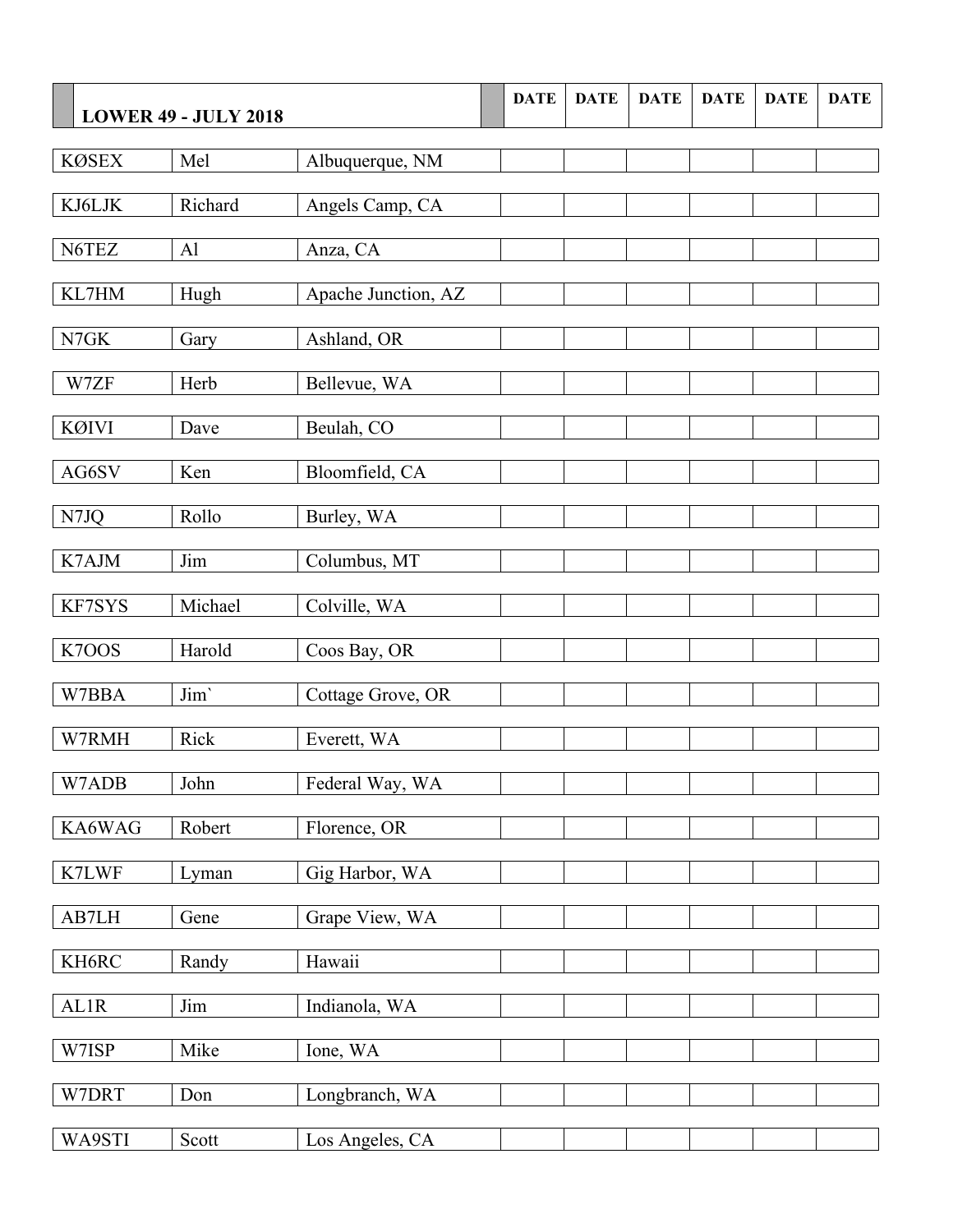| LOWER 49 - JULY 2018 | | | DATE | DATE | DATE | DATE | DATE | DATE |
|---|---|---|---|---|---|---|---|---|
| KØSEX | Mel | Albuquerque, NM | | | | | | |
| KJ6LJK | Richard | Angels Camp, CA | | | | | | |
| N6TEZ | Al | Anza, CA | | | | | | |
| KL7HM | Hugh | Apache Junction, AZ | | | | | | |
| N7GK | Gary | Ashland, OR | | | | | | |
| W7ZF | Herb | Bellevue, WA | | | | | | |
| KØIVI | Dave | Beulah, CO | | | | | | |
| AG6SV | Ken | Bloomfield, CA | | | | | | |
| N7JQ | Rollo | Burley, WA | | | | | | |
| K7AJM | Jim | Columbus, MT | | | | | | |
| KF7SYS | Michael | Colville, WA | | | | | | |
| K7OOS | Harold | Coos Bay, OR | | | | | | |
| W7BBA | Jim` | Cottage Grove, OR | | | | | | |
| W7RMH | Rick | Everett, WA | | | | | | |
| W7ADB | John | Federal Way, WA | | | | | | |
| KA6WAG | Robert | Florence, OR | | | | | | |
| K7LWF | Lyman | Gig Harbor, WA | | | | | | |
| AB7LH | Gene | Grape View, WA | | | | | | |
| KH6RC | Randy | Hawaii | | | | | | |
| AL1R | Jim | Indianola, WA | | | | | | |
| W7ISP | Mike | Ione, WA | | | | | | |
| W7DRT | Don | Longbranch, WA | | | | | | |
| WA9STI | Scott | Los Angeles, CA | | | | | | |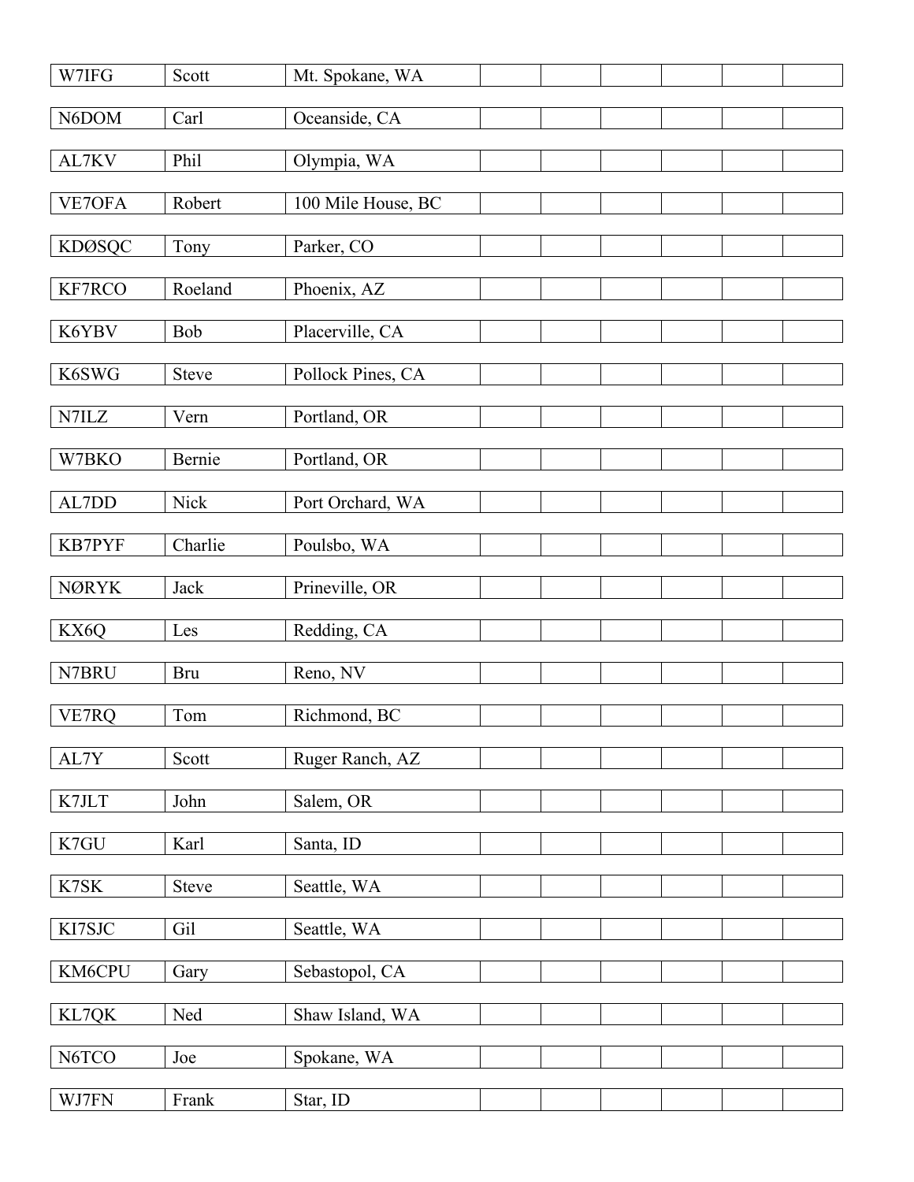| | | | | | | | | |
|---|---|---|---|---|---|---|---|---|
| W7IFG | Scott | Mt. Spokane, WA | | | | | | |
| N6DOM | Carl | Oceanside, CA | | | | | | |
| AL7KV | Phil | Olympia, WA | | | | | | |
| VE7OFA | Robert | 100 Mile House, BC | | | | | | |
| KDØSQC | Tony | Parker, CO | | | | | | |
| KF7RCO | Roeland | Phoenix, AZ | | | | | | |
| K6YBV | Bob | Placerville, CA | | | | | | |
| K6SWG | Steve | Pollock Pines, CA | | | | | | |
| N7ILZ | Vern | Portland, OR | | | | | | |
| W7BKO | Bernie | Portland, OR | | | | | | |
| AL7DD | Nick | Port Orchard, WA | | | | | | |
| KB7PYF | Charlie | Poulsbo, WA | | | | | | |
| NØRYK | Jack | Prineville, OR | | | | | | |
| KX6Q | Les | Redding, CA | | | | | | |
| N7BRU | Bru | Reno, NV | | | | | | |
| VE7RQ | Tom | Richmond, BC | | | | | | |
| AL7Y | Scott | Ruger Ranch, AZ | | | | | | |
| K7JLT | John | Salem, OR | | | | | | |
| K7GU | Karl | Santa, ID | | | | | | |
| K7SK | Steve | Seattle, WA | | | | | | |
| KI7SJC | Gil | Seattle, WA | | | | | | |
| KM6CPU | Gary | Sebastopol, CA | | | | | | |
| KL7QK | Ned | Shaw Island, WA | | | | | | |
| N6TCO | Joe | Spokane, WA | | | | | | |
| WJ7FN | Frank | Star, ID | | | | | | |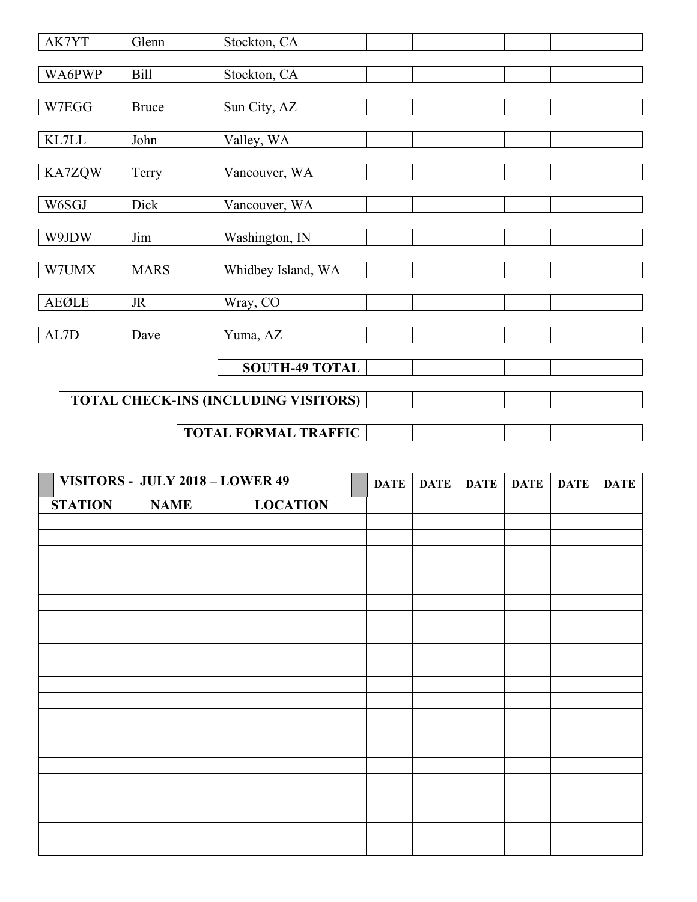| | | | | | | | | |
|---|---|---|---|---|---|---|---|---|
| AK7YT | Glenn | Stockton, CA | | | | | | |
| WA6PWP | Bill | Stockton, CA | | | | | | |
| W7EGG | Bruce | Sun City, AZ | | | | | | |
| KL7LL | John | Valley, WA | | | | | | |
| KA7ZQW | Terry | Vancouver, WA | | | | | | |
| W6SGJ | Dick | Vancouver, WA | | | | | | |
| W9JDW | Jim | Washington, IN | | | | | | |
| W7UMX | MARS | Whidbey Island, WA | | | | | | |
| AEØLE | JR | Wray, CO | | | | | | |
| AL7D | Dave | Yuma, AZ | | | | | | |
| | | **SOUTH-49 TOTAL** | | | | | | |
| | | **TOTAL CHECK-INS (INCLUDING VISITORS)** | | | | | | |
| | | **TOTAL FORMAL TRAFFIC** | | | | | | |

| **VISITORS - JULY 2018 – LOWER 49** | | | **DATE** | **DATE** | **DATE** | **DATE** | **DATE** | **DATE** |
|---|---|---|---|---|---|---|---|---|
| **STATION** | **NAME** | **LOCATION** | | | | | | |
| | | | | | | | | |
| | | | | | | | | |
| | | | | | | | | |
| | | | | | | | | |
| | | | | | | | | |
| | | | | | | | | |
| | | | | | | | | |
| | | | | | | | | |
| | | | | | | | | |
| | | | | | | | | |
| | | | | | | | | |
| | | | | | | | | |
| | | | | | | | | |
| | | | | | | | | |
| | | | | | | | | |
| | | | | | | | | |
| | | | | | | | | |
| | | | | | | | | |
| | | | | | | | | |
| | | | | | | | | |
| | | | | | | | | |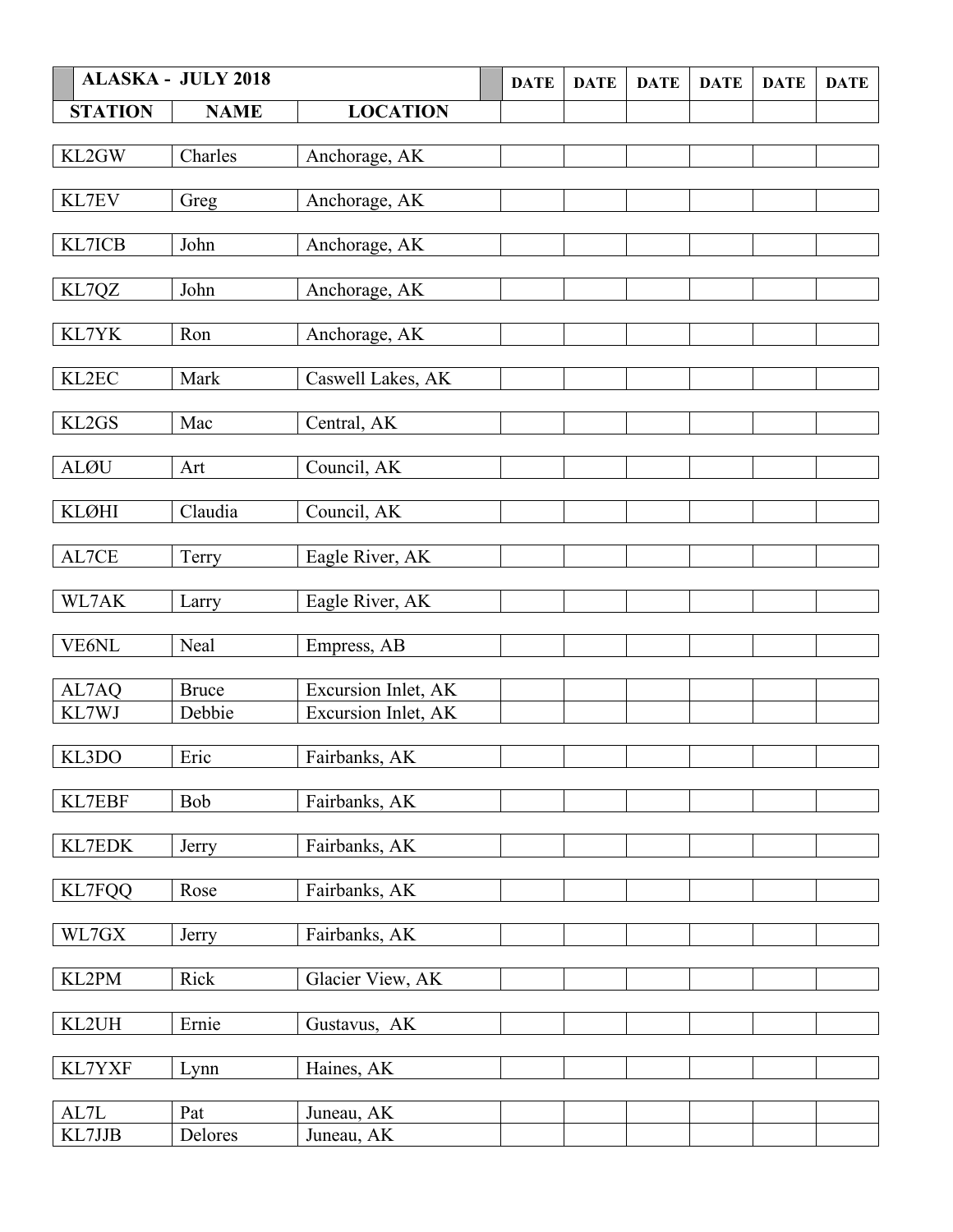| ALASKA - JULY 2018 | | | DATE | DATE | DATE | DATE | DATE | DATE |
|---|---|---|---|---|---|---|---|---|
| STATION | NAME | LOCATION | | | | | | |
| KL2GW | Charles | Anchorage, AK | | | | | | |
| KL7EV | Greg | Anchorage, AK | | | | | | |
| KL7ICB | John | Anchorage, AK | | | | | | |
| KL7QZ | John | Anchorage, AK | | | | | | |
| KL7YK | Ron | Anchorage, AK | | | | | | |
| KL2EC | Mark | Caswell Lakes, AK | | | | | | |
| KL2GS | Mac | Central, AK | | | | | | |
| ALØU | Art | Council, AK | | | | | | |
| KLØHI | Claudia | Council, AK | | | | | | |
| AL7CE | Terry | Eagle River, AK | | | | | | |
| WL7AK | Larry | Eagle River, AK | | | | | | |
| VE6NL | Neal | Empress, AB | | | | | | |
| AL7AQ | Bruce | Excursion Inlet, AK | | | | | | |
| KL7WJ | Debbie | Excursion Inlet, AK | | | | | | |
| KL3DO | Eric | Fairbanks, AK | | | | | | |
| KL7EBF | Bob | Fairbanks, AK | | | | | | |
| KL7EDK | Jerry | Fairbanks, AK | | | | | | |
| KL7FQQ | Rose | Fairbanks, AK | | | | | | |
| WL7GX | Jerry | Fairbanks, AK | | | | | | |
| KL2PM | Rick | Glacier View, AK | | | | | | |
| KL2UH | Ernie | Gustavus, AK | | | | | | |
| KL7YXF | Lynn | Haines, AK | | | | | | |
| AL7L | Pat | Juneau, AK | | | | | | |
| KL7JJB | Delores | Juneau, AK | | | | | | |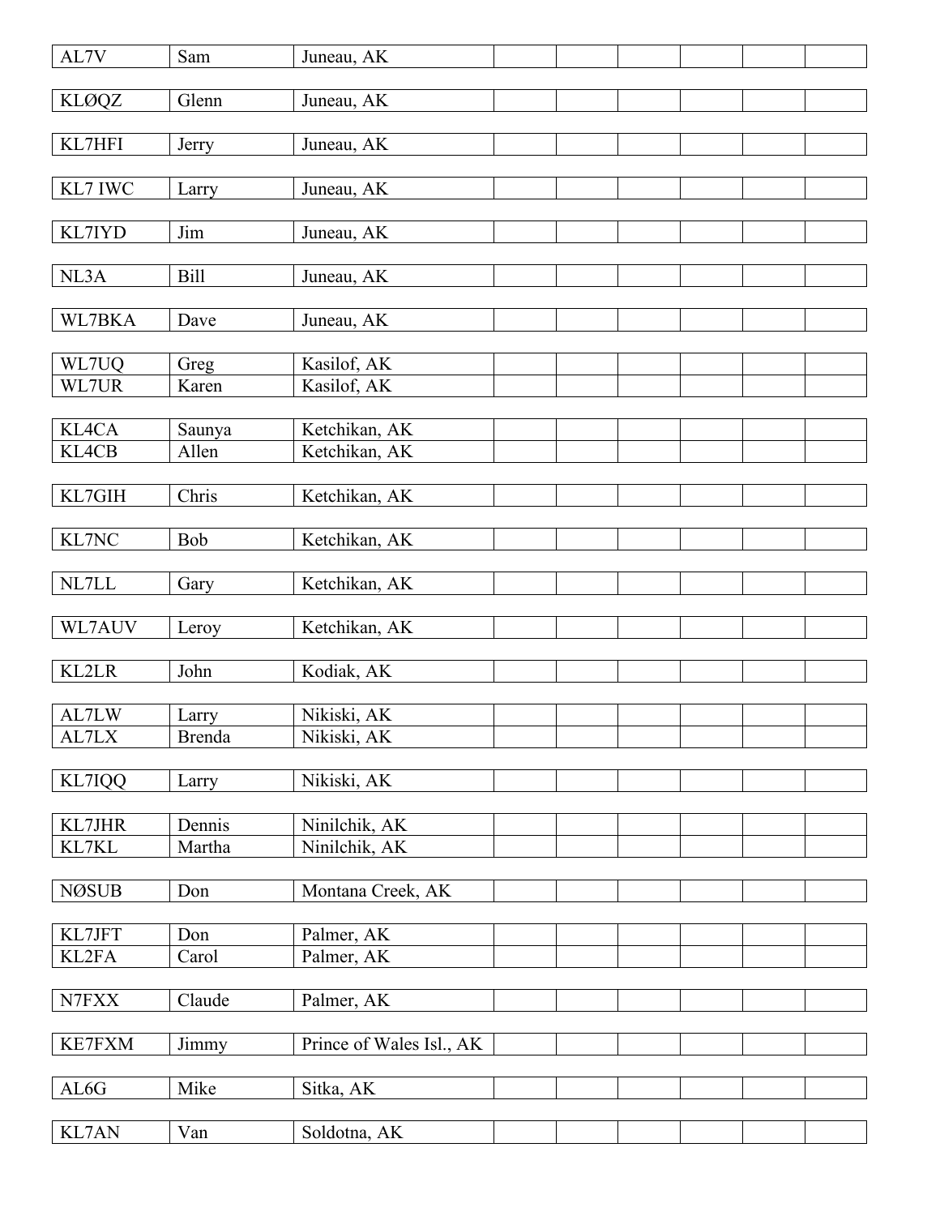| | | | | | | | |
|---|---|---|---|---|---|---|---|
| AL7V | Sam | Juneau, AK | | | | | |
| KLØQZ | Glenn | Juneau, AK | | | | | |
| KL7HFI | Jerry | Juneau, AK | | | | | |
| KL7 IWC | Larry | Juneau, AK | | | | | |
| KL7IYD | Jim | Juneau, AK | | | | | |
| NL3A | Bill | Juneau, AK | | | | | |
| WL7BKA | Dave | Juneau, AK | | | | | |
| WL7UQ | Greg | Kasilof, AK | | | | | |
| WL7UR | Karen | Kasilof, AK | | | | | |
| KL4CA | Saunya | Ketchikan, AK | | | | | |
| KL4CB | Allen | Ketchikan, AK | | | | | |
| KL7GIH | Chris | Ketchikan, AK | | | | | |
| KL7NC | Bob | Ketchikan, AK | | | | | |
| NL7LL | Gary | Ketchikan, AK | | | | | |
| WL7AUV | Leroy | Ketchikan, AK | | | | | |
| KL2LR | John | Kodiak, AK | | | | | |
| AL7LW | Larry | Nikiski, AK | | | | | |
| AL7LX | Brenda | Nikiski, AK | | | | | |
| KL7IQQ | Larry | Nikiski, AK | | | | | |
| KL7JHR | Dennis | Ninilchik, AK | | | | | |
| KL7KL | Martha | Ninilchik, AK | | | | | |
| NØSUB | Don | Montana Creek, AK | | | | | |
| KL7JFT | Don | Palmer, AK | | | | | |
| KL2FA | Carol | Palmer, AK | | | | | |
| N7FXX | Claude | Palmer, AK | | | | | |
| KE7FXM | Jimmy | Prince of Wales Isl., AK | | | | | |
| AL6G | Mike | Sitka, AK | | | | | |
| KL7AN | Van | Soldotna, AK | | | | | |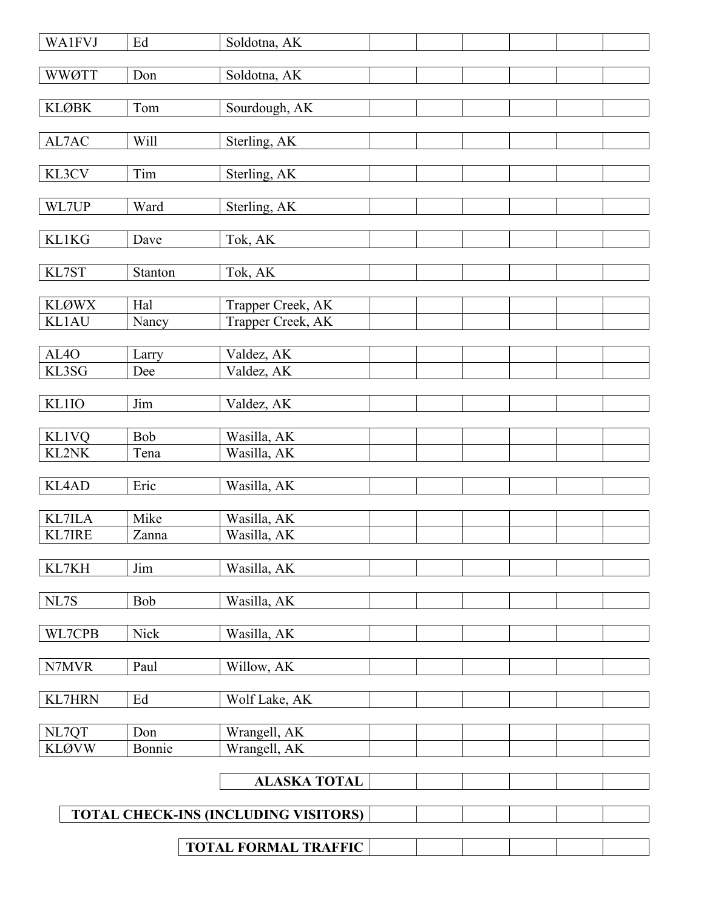| | | | | | | | | |
|---|---|---|---|---|---|---|---|---|
| WA1FVJ | Ed | Soldotna, AK | | | | | | |
| WWØTT | Don | Soldotna, AK | | | | | | |
| KLØBK | Tom | Sourdough, AK | | | | | | |
| AL7AC | Will | Sterling, AK | | | | | | |
| KL3CV | Tim | Sterling, AK | | | | | | |
| WL7UP | Ward | Sterling, AK | | | | | | |
| KL1KG | Dave | Tok, AK | | | | | | |
| KL7ST | Stanton | Tok, AK | | | | | | |
| KLØWX | Hal | Trapper Creek, AK | | | | | | |
| KL1AU | Nancy | Trapper Creek, AK | | | | | | |
| AL4O | Larry | Valdez, AK | | | | | | |
| KL3SG | Dee | Valdez, AK | | | | | | |
| KL1IO | Jim | Valdez, AK | | | | | | |
| KL1VQ | Bob | Wasilla, AK | | | | | | |
| KL2NK | Tena | Wasilla, AK | | | | | | |
| KL4AD | Eric | Wasilla, AK | | | | | | |
| KL7ILA | Mike | Wasilla, AK | | | | | | |
| KL7IRE | Zanna | Wasilla, AK | | | | | | |
| KL7KH | Jim | Wasilla, AK | | | | | | |
| NL7S | Bob | Wasilla, AK | | | | | | |
| WL7CPB | Nick | Wasilla, AK | | | | | | |
| N7MVR | Paul | Willow, AK | | | | | | |
| KL7HRN | Ed | Wolf Lake, AK | | | | | | |
| NL7QT | Don | Wrangell, AK | | | | | | |
| KLØVW | Bonnie | Wrangell, AK | | | | | | |
| | | **ALASKA TOTAL** | | | | | | |
| | | **TOTAL CHECK-INS (INCLUDING VISITORS)** | | | | | | |
| | | **TOTAL FORMAL TRAFFIC** | | | | | | |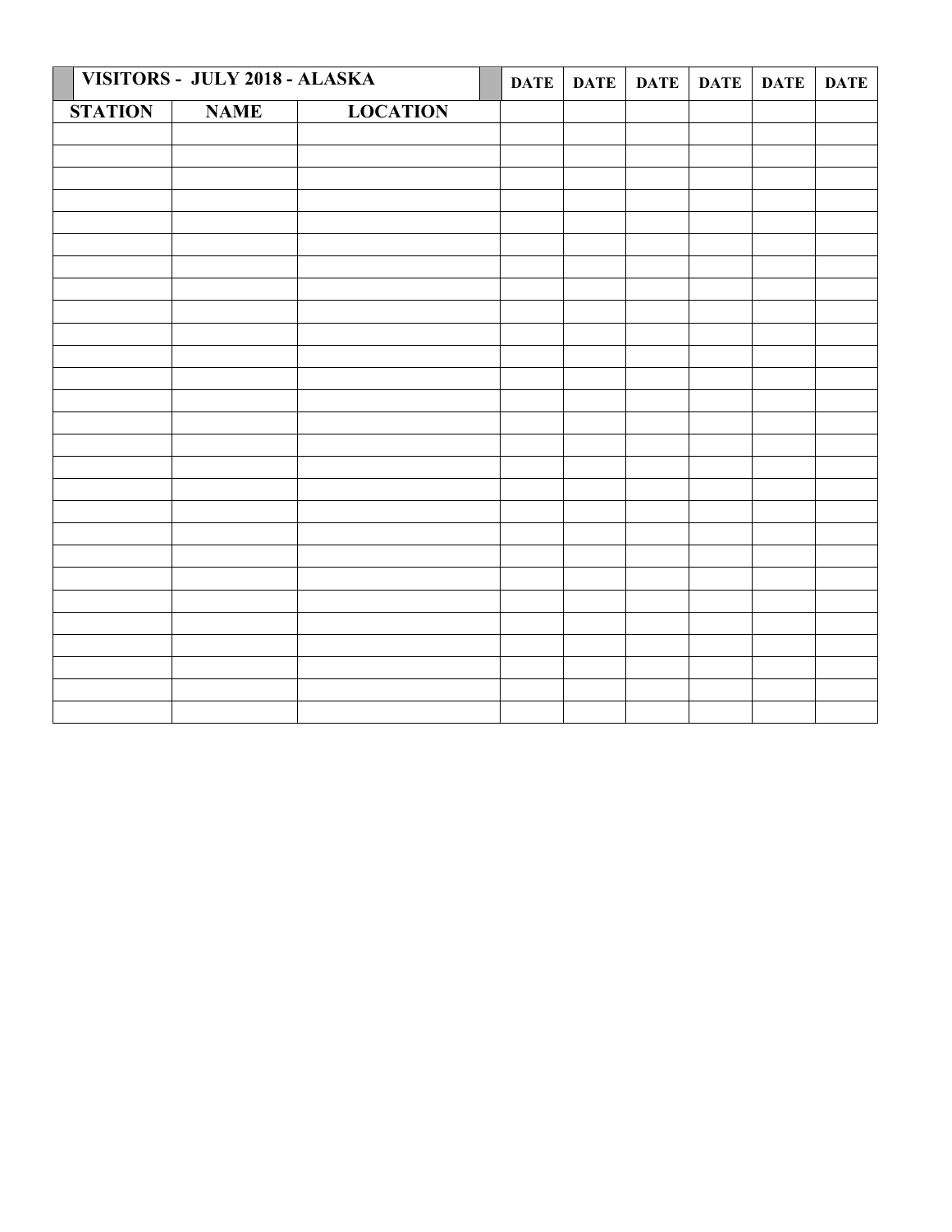| VISITORS - JULY 2018 - ALASKA | | | DATE | DATE | DATE | DATE | DATE | DATE |
|---|---|---|---|---|---|---|---|---|
| **STATION** | **NAME** | **LOCATION** | | | | | | |
| | | | | | | | | |
| | | | | | | | | |
| | | | | | | | | |
| | | | | | | | | |
| | | | | | | | | |
| | | | | | | | | |
| | | | | | | | | |
| | | | | | | | | |
| | | | | | | | | |
| | | | | | | | | |
| | | | | | | | | |
| | | | | | | | | |
| | | | | | | | | |
| | | | | | | | | |
| | | | | | | | | |
| | | | | | | | | |
| | | | | | | | | |
| | | | | | | | | |
| | | | | | | | | |
| | | | | | | | | |
| | | | | | | | | |
| | | | | | | | | |
| | | | | | | | | |
| | | | | | | | | |
| | | | | | | | | |
| | | | | | | | | |
| | | | | | | | | |